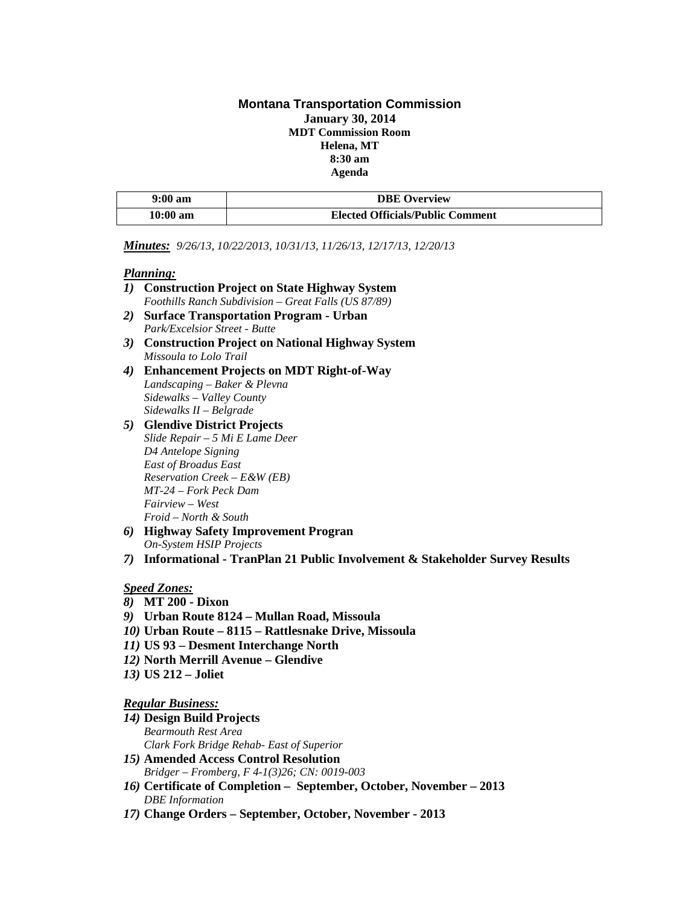# Montana Transportation Commission

**January 30, 2014**
**MDT Commission Room**
**Helena, MT**
**8:30 am**
**Agenda**

| | |
|---|---|
| **9:00 am** | **DBE Overview** |
| **10:00 am** | **Elected Officials/Public Comment** |

***Minules:*** *9/26/13, 10/22/2013, 10/31/13, 11/26/13, 12/17/13, 12/20/13*

***Planning:***

*1)* **Construction Project on State Highway System**
*Foothills Ranch Subdivision – Great Falls (US 87/89)*

*2)* **Surface Transportation Program - Urban**
*Park/Excelsior Street - Butte*

*3)* **Construction Project on National Highway System**
*Missoula to Lolo Trail*

*4)* **Enhancement Projects on MDT Right-of-Way**
*Landscaping – Baker & Plevna*
*Sidewalks – Valley County*
*Sidewalks II – Belgrade*

*5)* **Glendive District Projects**
*Slide Repair – 5 Mi E Lame Deer*
*D4 Antelope Signing*
*East of Broadus East*
*Reservation Creek – E&W (EB)*
*MT-24 – Fork Peck Dam*
*Fairview – West*
*Froid – North & South*

*6)* **Highway Safety Improvement Progran**
*On-System HSIP Projects*

*7)* **Informational - TranPlan 21 Public Involvement & Stakeholder Survey Results**

***Speed Zones:***

*8)* **MT 200 - Dixon**

*9)* **Urban Route 8124 – Mullan Road, Missoula**

*10)* **Urban Route – 8115 – Rattlesnake Drive, Missoula**

*11)* **US 93 – Desment Interchange North**

*12)* **North Merrill Avenue – Glendive**

*13)* **US 212 – Joliet**

***Regular Business:***

*14)* **Design Build Projects**
*Bearmouth Rest Area*
*Clark Fork Bridge Rehab- East of Superior*

*15)* **Amended Access Control Resolution**
*Bridger – Fromberg, F 4-1(3)26; CN: 0019-003*

*16)* **Certificate of Completion – September, October, November – 2013**
*DBE Information*

*17)* **Change Orders – September, October, November - 2013**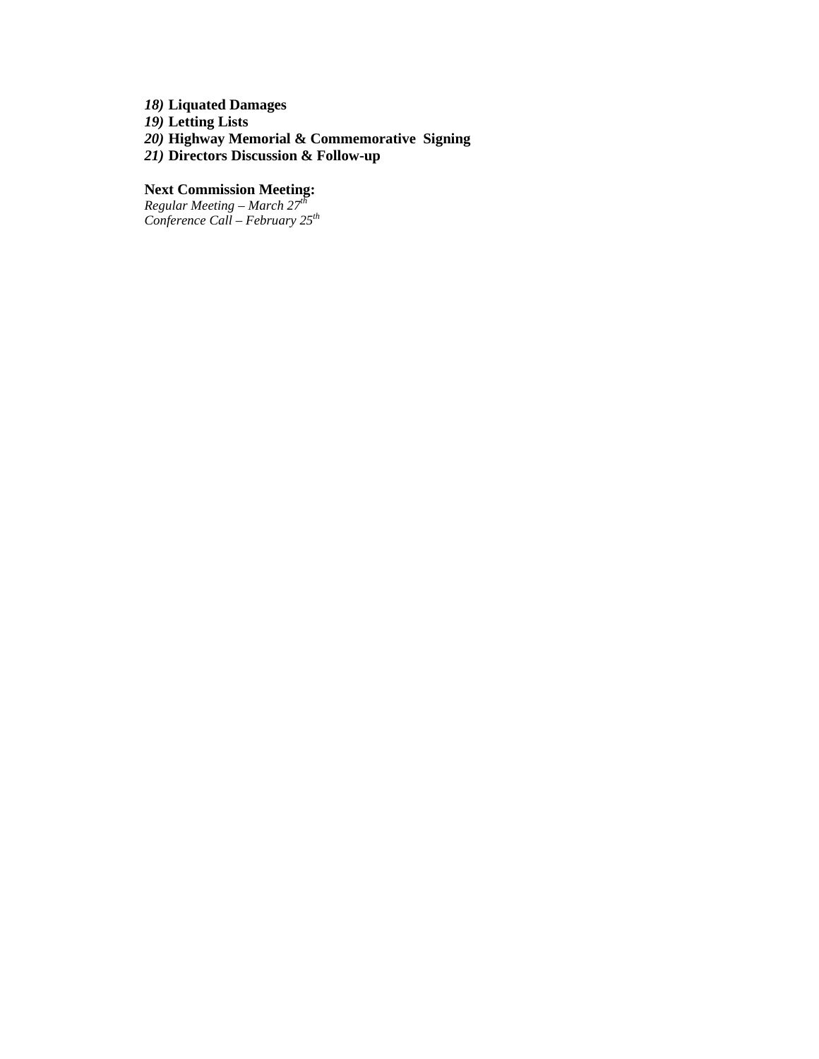*18)* **Liquated Damages**
*19)* **Letting Lists**
*20)* **Highway Memorial & Commemorative Signing**
*21)* **Directors Discussion & Follow-up**

**Next Commission Meeting:**
*Regular Meeting – March 27th*
*Conference Call – February 25th*